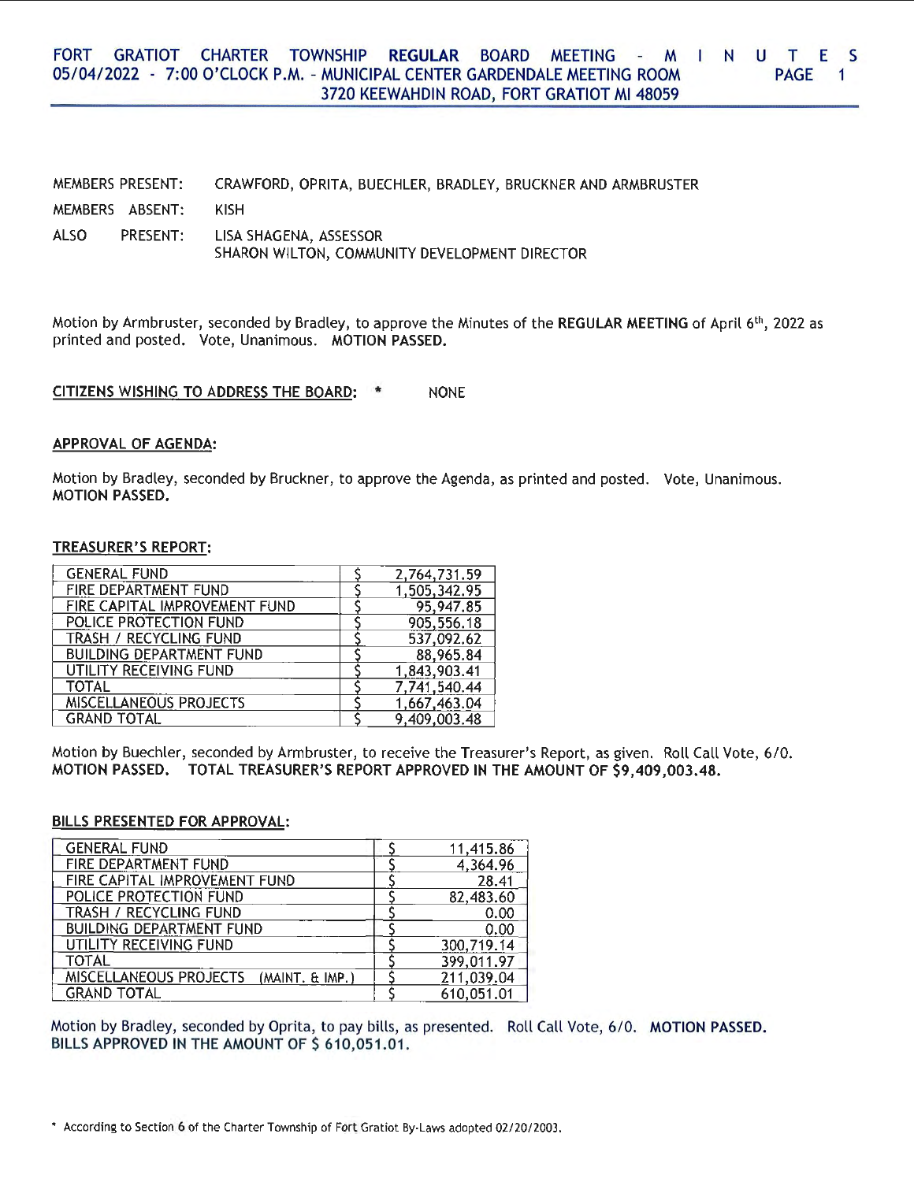# FORT GRATIOT CHARTER TOWNSHIP REGULAR BOARD MEETING - MINUTES
## 05/04/2022 - 7:00 O'CLOCK P.M. - MUNICIPAL CENTER GARDENDALE MEETING ROOM
## 3720 KEEWAHDIN ROAD, FORT GRATIOT MI 48059

MEMBERS PRESENT: CRAWFORD, OPRITA, BUECHLER, BRADLEY, BRUCKNER AND ARMBRUSTER

MEMBERS ABSENT: KISH

ALSO PRESENT: LISA SHAGENA, ASSESSOR
SHARON WILTON, COMMUNITY DEVELOPMENT DIRECTOR

Motion by Armbruster, seconded by Bradley, to approve the Minutes of the **REGULAR MEETING** of April 6th, 2022 as printed and posted. Vote, Unanimous. **MOTION PASSED.**

**CITIZENS WISHING TO ADDRESS THE BOARD:** * NONE

**APPROVAL OF AGENDA:**

Motion by Bradley, seconded by Bruckner, to approve the Agenda, as printed and posted. Vote, Unanimous. **MOTION PASSED.**

**TREASURER'S REPORT:**

| | | |
|---|---|---|
| GENERAL FUND | $ | 2,764,731.59 |
| FIRE DEPARTMENT FUND | $ | 1,505,342.95 |
| FIRE CAPITAL IMPROVEMENT FUND | $ | 95,947.85 |
| POLICE PROTECTION FUND | $ | 905,556.18 |
| TRASH / RECYCLING FUND | $ | 537,092.62 |
| BUILDING DEPARTMENT FUND | $ | 88,965.84 |
| UTILITY RECEIVING FUND | $ | 1,843,903.41 |
| TOTAL | $ | 7,741,540.44 |
| MISCELLANEOUS PROJECTS | $ | 1,667,463.04 |
| GRAND TOTAL | $ | 9,409,003.48 |

Motion by Buechler, seconded by Armbruster, to receive the Treasurer's Report, as given. Roll Call Vote, 6/0. **MOTION PASSED. TOTAL TREASURER'S REPORT APPROVED IN THE AMOUNT OF $9,409,003.48.**

**BILLS PRESENTED FOR APPROVAL:**

| | | |
|---|---|---|
| GENERAL FUND | $ | 11,415.86 |
| FIRE DEPARTMENT FUND | $ | 4,364.96 |
| FIRE CAPITAL IMPROVEMENT FUND | $ | 28.41 |
| POLICE PROTECTION FUND | $ | 82,483.60 |
| TRASH / RECYCLING FUND | $ | 0.00 |
| BUILDING DEPARTMENT FUND | $ | 0.00 |
| UTILITY RECEIVING FUND | $ | 300,719.14 |
| TOTAL | $ | 399,011.97 |
| MISCELLANEOUS PROJECTS (MAINT. & IMP.) | $ | 211,039.04 |
| GRAND TOTAL | $ | 610,051.01 |

Motion by Bradley, seconded by Oprita, to pay bills, as presented. Roll Call Vote, 6/0. **MOTION PASSED. BILLS APPROVED IN THE AMOUNT OF $ 610,051.01.**

* According to Section 6 of the Charter Township of Fort Gratiot By-Laws adopted 02/20/2003.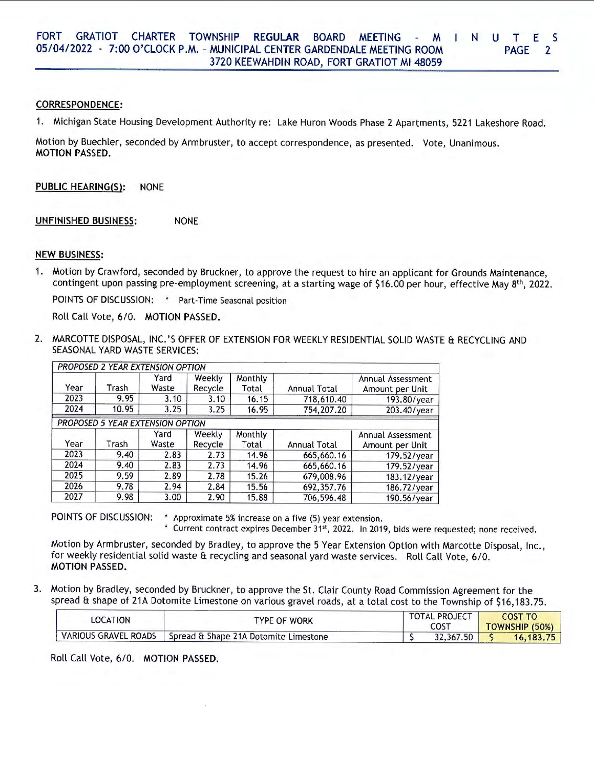**CORRESPONDENCE:**

1. Michigan State Housing Development Authority re: Lake Huron Woods Phase 2 Apartments, 5221 Lakeshore Road.

Motion by Buechler, seconded by Armbruster, to accept correspondence, as presented. Vote, Unanimous.
**MOTION PASSED.**

**PUBLIC HEARING(S):** NONE

**UNFINISHED BUSINESS:** NONE

**NEW BUSINESS:**

1. Motion by Crawford, seconded by Bruckner, to approve the request to hire an applicant for Grounds Maintenance, contingent upon passing pre-employment screening, at a starting wage of $16.00 per hour, effective May 8th, 2022.

   POINTS OF DISCUSSION: * Part-Time Seasonal position

   Roll Call Vote, 6/0. **MOTION PASSED.**

2. MARCOTTE DISPOSAL, INC.'S OFFER OF EXTENSION FOR WEEKLY RESIDENTIAL SOLID WASTE & RECYCLING AND SEASONAL YARD WASTE SERVICES:

| *PROPOSED 2 YEAR EXTENSION OPTION* | | | | | | |
|---|---|---|---|---|---|---|
| Year | Trash | Yard Waste | Weekly Recycle | Monthly Total | Annual Total | Annual Assessment Amount per Unit |
| 2023 | 9.95 | 3.10 | 3.10 | 16.15 | 718,610.40 | 193.80/year |
| 2024 | 10.95 | 3.25 | 3.25 | 16.95 | 754,207.20 | 203.40/year |
| *PROPOSED 5 YEAR EXTENSION OPTION* | | | | | | |
| Year | Trash | Yard Waste | Weekly Recycle | Monthly Total | Annual Total | Annual Assessment Amount per Unit |
| 2023 | 9.40 | 2.83 | 2.73 | 14.96 | 665,660.16 | 179.52/year |
| 2024 | 9.40 | 2.83 | 2.73 | 14.96 | 665,660.16 | 179.52/year |
| 2025 | 9.59 | 2.89 | 2.78 | 15.26 | 679,008.96 | 183.12/year |
| 2026 | 9.78 | 2.94 | 2.84 | 15.56 | 692,357.76 | 186.72/year |
| 2027 | 9.98 | 3.00 | 2.90 | 15.88 | 706,596.48 | 190.56/year |

   POINTS OF DISCUSSION:
   * Approximate 5% increase on a five (5) year extension.
   * Current contract expires December 31st, 2022. In 2019, bids were requested; none received.

   Motion by Armbruster, seconded by Bradley, to approve the 5 Year Extension Option with Marcotte Disposal, Inc., for weekly residential solid waste & recycling and seasonal yard waste services. Roll Call Vote, 6/0.
   **MOTION PASSED.**

3. Motion by Bradley, seconded by Bruckner, to approve the St. Clair County Road Commission Agreement for the spread & shape of 21A Dotomite Limestone on various gravel roads, at a total cost to the Township of $16,183.75.

| LOCATION | TYPE OF WORK | TOTAL PROJECT COST | COST TO TOWNSHIP (50%) |
|---|---|---|---|
| VARIOUS GRAVEL ROADS | Spread & Shape 21A Dotomite Limestone | $ 32,367.50 | $ 16,183.75 |

   Roll Call Vote, 6/0. **MOTION PASSED.**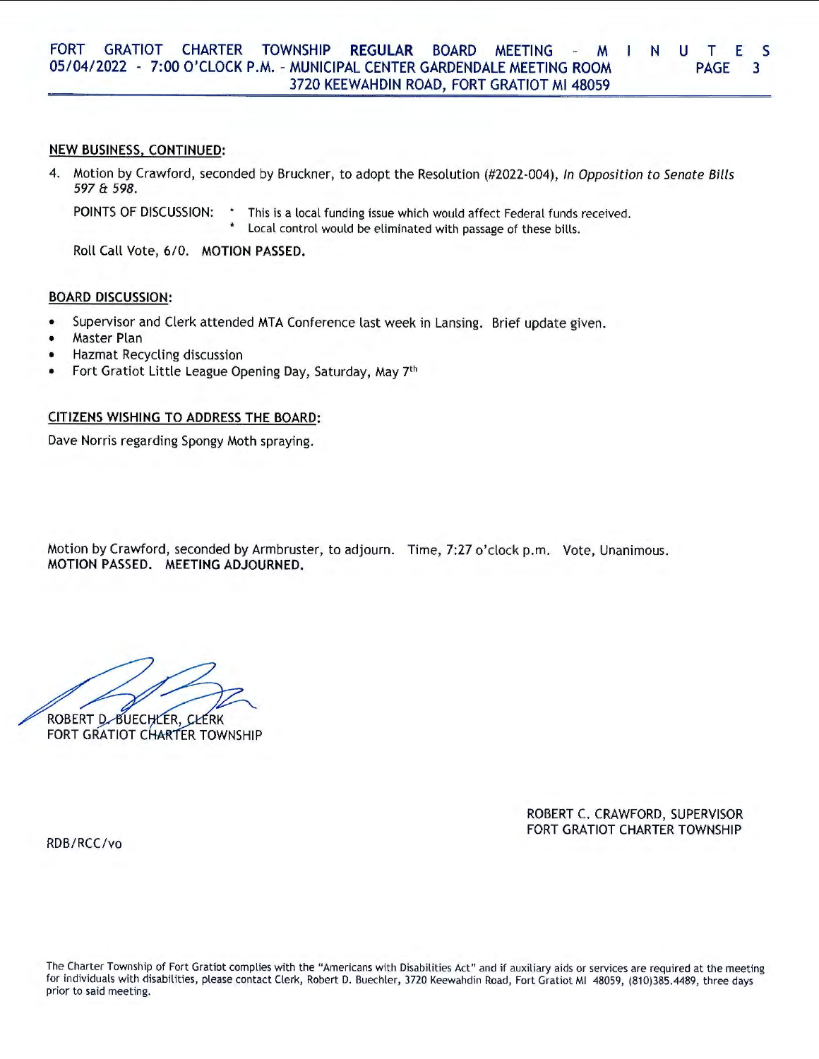## NEW BUSINESS, CONTINUED:

4. Motion by Crawford, seconded by Bruckner, to adopt the Resolution (#2022-004), *In Opposition to Senate Bills 597 & 598.*

   POINTS OF DISCUSSION:
   - This is a local funding issue which would affect Federal funds received.
   - Local control would be eliminated with passage of these bills.

   Roll Call Vote, 6/0. **MOTION PASSED.**

## BOARD DISCUSSION:

- Supervisor and Clerk attended MTA Conference last week in Lansing. Brief update given.
- Master Plan
- Hazmat Recycling discussion
- Fort Gratiot Little League Opening Day, Saturday, May 7th

## CITIZENS WISHING TO ADDRESS THE BOARD:

Dave Norris regarding Spongy Moth spraying.

Motion by Crawford, seconded by Armbruster, to adjourn. Time, 7:27 o'clock p.m. Vote, Unanimous.
**MOTION PASSED. MEETING ADJOURNED.**

ROBERT D. BUECHLER, CLERK
FORT GRATIOT CHARTER TOWNSHIP

ROBERT C. CRAWFORD, SUPERVISOR
FORT GRATIOT CHARTER TOWNSHIP

RDB/RCC/vo

The Charter Township of Fort Gratiot complies with the "Americans with Disabilities Act" and if auxiliary aids or services are required at the meeting for individuals with disabilities, please contact Clerk, Robert D. Buechler, 3720 Keewahdin Road, Fort Gratiot MI 48059, (810)385.4489, three days prior to said meeting.